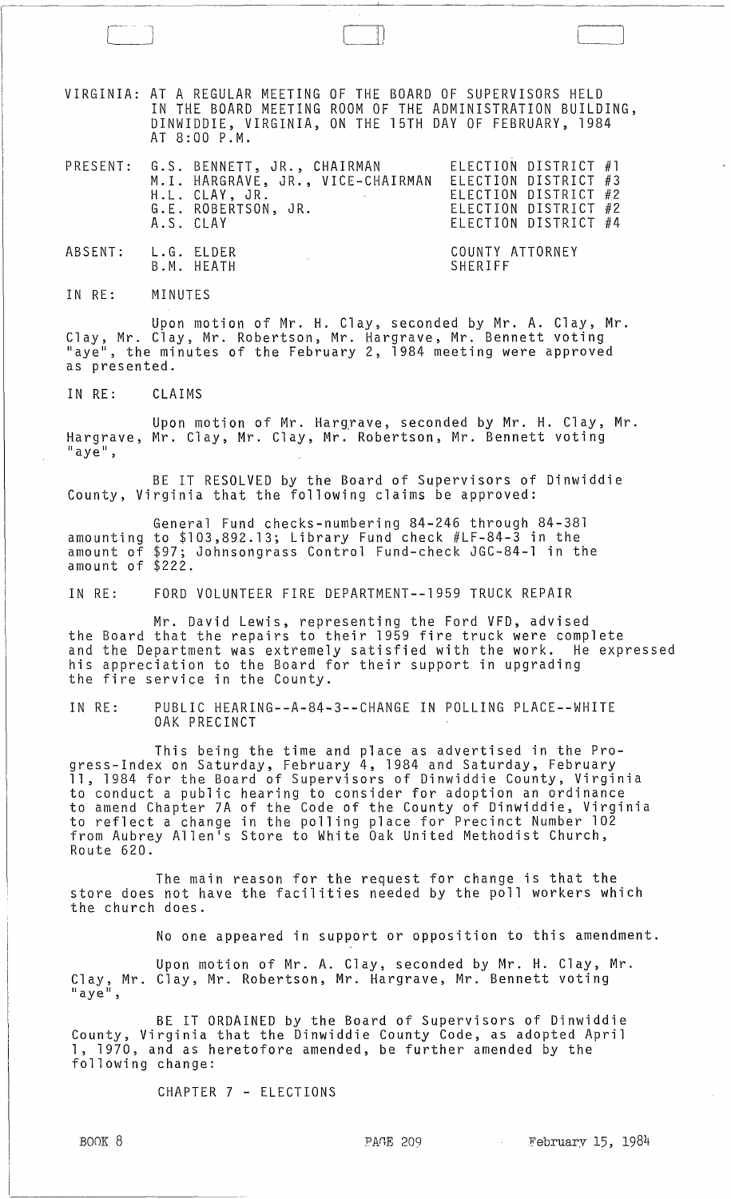VIRGINIA: AT A REGULAR MEETING OF THE BOARD OF SUPERVISORS HELD IN THE BOARD MEETING ROOM OF THE ADMINISTRATION BUILDING, DINWIDDIE, VIRGINIA, ON THE 15TH DAY OF FEBRUARY, 1984 AT 8:00 P.M.

| | | |
|---|---|---|
| PRESENT: | G.S. BENNETT, JR., CHAIRMAN | ELECTION DISTRICT #1 |
| | M.I. HARGRAVE, JR., VICE-CHAIRMAN | ELECTION DISTRICT #3 |
| | H.L. CLAY, JR. | ELECTION DISTRICT #2 |
| | G.E. ROBERTSON, JR. | ELECTION DISTRICT #2 |
| | A.S. CLAY | ELECTION DISTRICT #4 |
| ABSENT: | L.G. ELDER | COUNTY ATTORNEY |
| | B.M. HEATH | SHERIFF |

IN RE: MINUTES

Upon motion of Mr. H. Clay, seconded by Mr. A. Clay, Mr. Clay, Mr. Clay, Mr. Robertson, Mr. Hargrave, Mr. Bennett voting "aye", the minutes of the February 2, 1984 meeting were approved as presented.

IN RE: CLAIMS

Upon motion of Mr. Hargrave, seconded by Mr. H. Clay, Mr. Hargrave, Mr. Clay, Mr. Clay, Mr. Robertson, Mr. Bennett voting "aye",

BE IT RESOLVED by the Board of Supervisors of Dinwiddie County, Virginia that the following claims be approved:

General Fund checks-numbering 84-246 through 84-381 amounting to $103,892.13; Library Fund check #LF-84-3 in the amount of $97; Johnsongrass Control Fund-check JGC-84-1 in the amount of $222.

IN RE: FORD VOLUNTEER FIRE DEPARTMENT--1959 TRUCK REPAIR

Mr. David Lewis, representing the Ford VFD, advised the Board that the repairs to their 1959 fire truck were complete and the Department was extremely satisfied with the work. He expressed his appreciation to the Board for their support in upgrading the fire service in the County.

IN RE: PUBLIC HEARING--A-84-3--CHANGE IN POLLING PLACE--WHITE OAK PRECINCT

This being the time and place as advertised in the Progress-Index on Saturday, February 4, 1984 and Saturday, February 11, 1984 for the Board of Supervisors of Dinwiddie County, Virginia to conduct a public hearing to consider for adoption an ordinance to amend Chapter 7A of the Code of the County of Dinwiddie, Virginia to reflect a change in the polling place for Precinct Number 102 from Aubrey Allen's Store to White Oak United Methodist Church, Route 620.

The main reason for the request for change is that the store does not have the facilities needed by the poll workers which the church does.

No one appeared in support or opposition to this amendment.

Upon motion of Mr. A. Clay, seconded by Mr. H. Clay, Mr. Clay, Mr. Clay, Mr. Robertson, Mr. Hargrave, Mr. Bennett voting "aye",

BE IT ORDAINED by the Board of Supervisors of Dinwiddie County, Virginia that the Dinwiddie County Code, as adopted April 1, 1970, and as heretofore amended, be further amended by the following change:

CHAPTER 7 - ELECTIONS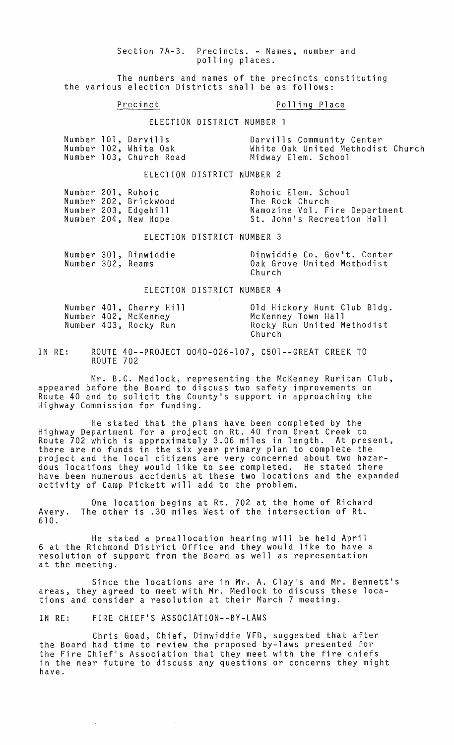Section 7A-3. Precincts. - Names, number and polling places.

The numbers and names of the precincts constituting the various election Districts shall be as follows:

| Precinct | Polling Place |
|---|---|
| **ELECTION DISTRICT NUMBER 1** | |
| Number 101, Darvills | Darvills Community Center |
| Number 102, White Oak | White Oak United Methodist Church |
| Number 103, Church Road | Midway Elem. School |
| **ELECTION DISTRICT NUMBER 2** | |
| Number 201, Rohoic | Rohoic Elem. School |
| Number 202, Brickwood | The Rock Church |
| Number 203, Edgehill | Namozine Vol. Fire Department |
| Number 204, New Hope | St. John's Recreation Hall |
| **ELECTION DISTRICT NUMBER 3** | |
| Number 301, Dinwiddie | Dinwiddie Co. Gov't. Center |
| Number 302, Reams | Oak Grove United Methodist Church |
| **ELECTION DISTRICT NUMBER 4** | |
| Number 401, Cherry Hill | Old Hickory Hunt Club Bldg. |
| Number 402, McKenney | McKenney Town Hall |
| Number 403, Rocky Run | Rocky Run United Methodist Church |

IN RE: ROUTE 40--PROJECT 0040-026-107, C501--GREAT CREEK TO ROUTE 702

Mr. B.C. Medlock, representing the McKenney Ruritan Club, appeared before the Board to discuss two safety improvements on Route 40 and to solicit the County's support in approaching the Highway Commission for funding.

He stated that the plans have been completed by the Highway Department for a project on Rt. 40 from Great Creek to Route 702 which is approximately 3.06 miles in length. At present, there are no funds in the six year primary plan to complete the project and the local citizens are very concerned about two hazardous locations they would like to see completed. He stated there have been numerous accidents at these two locations and the expanded activity of Camp Pickett will add to the problem.

One location begins at Rt. 702 at the home of Richard Avery. The other is .30 miles West of the intersection of Rt. 610.

He stated a preallocation hearing will be held April 6 at the Richmond District Office and they would like to have a resolution of support from the Board as well as representation at the meeting.

Since the locations are in Mr. A. Clay's and Mr. Bennett's areas, they agreed to meet with Mr. Medlock to discuss these locations and consider a resolution at their March 7 meeting.

IN RE: FIRE CHIEF'S ASSOCIATION--BY-LAWS

Chris Goad, Chief, Dinwiddie VFD, suggested that after the Board had time to review the proposed by-laws presented for the Fire Chief's Association that they meet with the fire chiefs in the near future to discuss any questions or concerns they might have.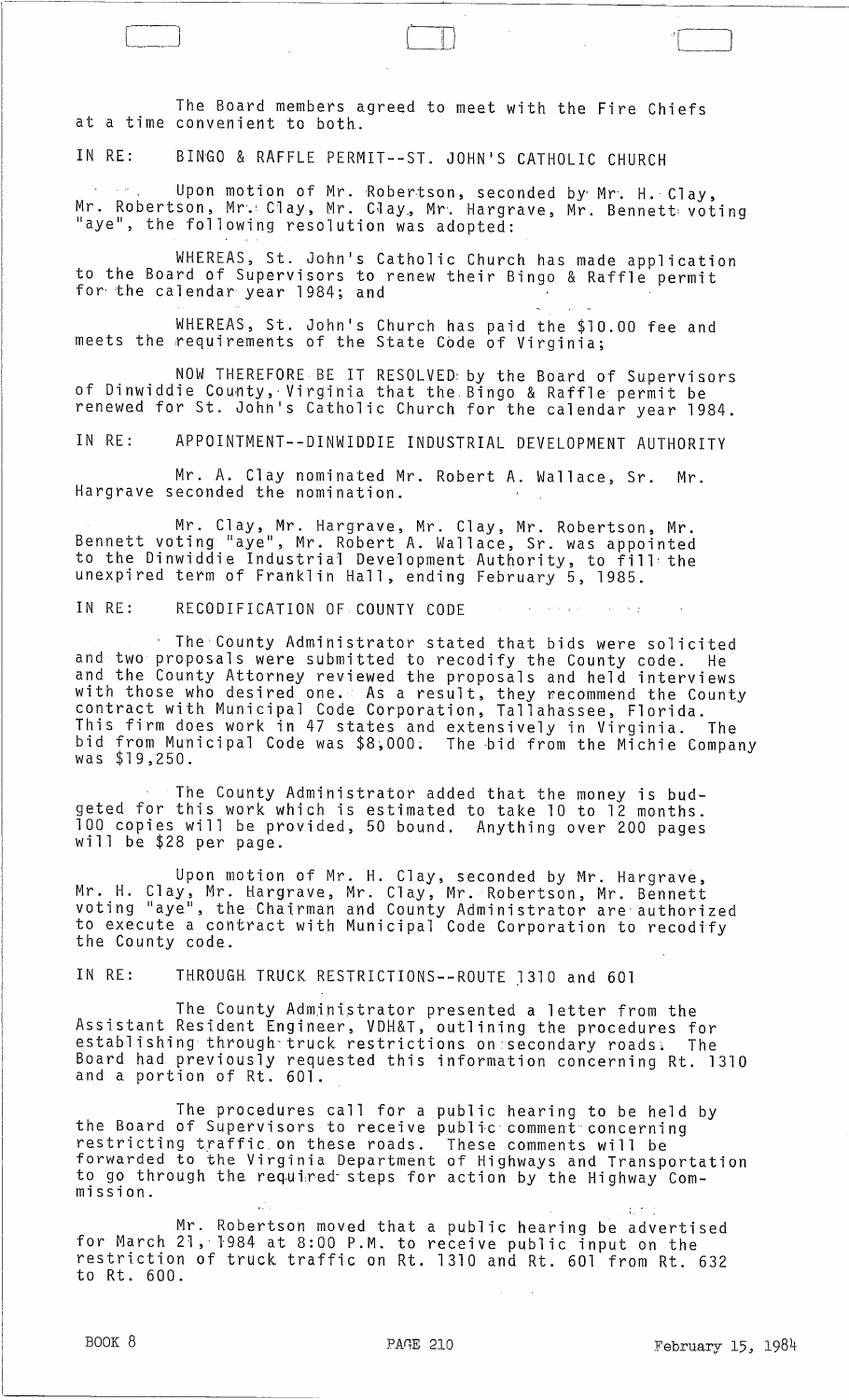The Board members agreed to meet with the Fire Chiefs at a time convenient to both.

IN RE: BINGO & RAFFLE PERMIT--ST. JOHN'S CATHOLIC CHURCH

Upon motion of Mr. Robertson, seconded by Mr. H. Clay, Mr. Robertson, Mr. Clay, Mr. Clay, Mr. Hargrave, Mr. Bennett voting "aye", the following resolution was adopted:

WHEREAS, St. John's Catholic Church has made application to the Board of Supervisors to renew their Bingo & Raffle permit for the calendar year 1984; and

WHEREAS, St. John's Church has paid the $10.00 fee and meets the requirements of the State Code of Virginia;

NOW THEREFORE BE IT RESOLVED by the Board of Supervisors of Dinwiddie County, Virginia that the Bingo & Raffle permit be renewed for St. John's Catholic Church for the calendar year 1984.

IN RE: APPOINTMENT--DINWIDDIE INDUSTRIAL DEVELOPMENT AUTHORITY

Mr. A. Clay nominated Mr. Robert A. Wallace, Sr. Mr. Hargrave seconded the nomination.

Mr. Clay, Mr. Hargrave, Mr. Clay, Mr. Robertson, Mr. Bennett voting "aye", Mr. Robert A. Wallace, Sr. was appointed to the Dinwiddie Industrial Development Authority, to fill the unexpired term of Franklin Hall, ending February 5, 1985.

IN RE: RECODIFICATION OF COUNTY CODE

The County Administrator stated that bids were solicited and two proposals were submitted to recodify the County code. He and the County Attorney reviewed the proposals and held interviews with those who desired one. As a result, they recommend the County contract with Municipal Code Corporation, Tallahassee, Florida. This firm does work in 47 states and extensively in Virginia. The bid from Municipal Code was $8,000. The bid from the Michie Company was $19,250.

The County Administrator added that the money is budgeted for this work which is estimated to take 10 to 12 months. 100 copies will be provided, 50 bound. Anything over 200 pages will be $28 per page.

Upon motion of Mr. H. Clay, seconded by Mr. Hargrave, Mr. H. Clay, Mr. Hargrave, Mr. Clay, Mr. Robertson, Mr. Bennett voting "aye", the Chairman and County Administrator are authorized to execute a contract with Municipal Code Corporation to recodify the County code.

IN RE: THROUGH TRUCK RESTRICTIONS--ROUTE 1310 and 601

The County Administrator presented a letter from the Assistant Resident Engineer, VDH&T, outlining the procedures for establishing through truck restrictions on secondary roads. The Board had previously requested this information concerning Rt. 1310 and a portion of Rt. 601.

The procedures call for a public hearing to be held by the Board of Supervisors to receive public comment concerning restricting traffic on these roads. These comments will be forwarded to the Virginia Department of Highways and Transportation to go through the required steps for action by the Highway Commission.

Mr. Robertson moved that a public hearing be advertised for March 21, 1984 at 8:00 P.M. to receive public input on the restriction of truck traffic on Rt. 1310 and Rt. 601 from Rt. 632 to Rt. 600.

BOOK 8 PAGE 210 February 15, 1984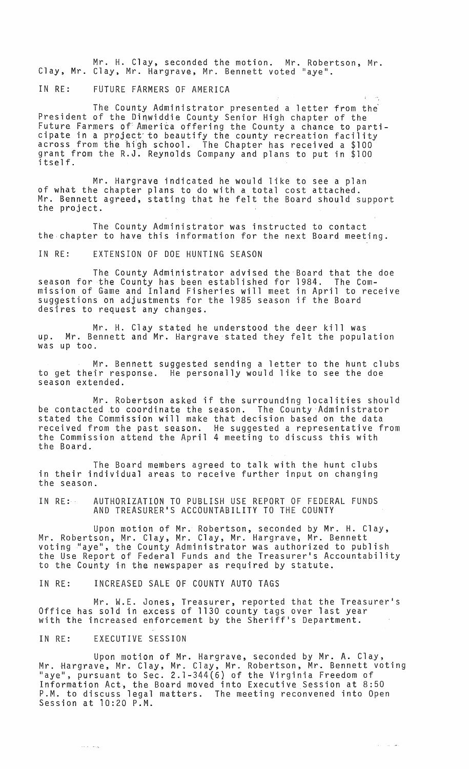Mr. H. Clay, seconded the motion. Mr. Robertson, Mr. Clay, Mr. Clay, Mr. Hargrave, Mr. Bennett voted "aye".

IN RE: FUTURE FARMERS OF AMERICA

The County Administrator presented a letter from the President of the Dinwiddie County Senior High chapter of the Future Farmers of America offering the County a chance to participate in a project to beautify the county recreation facility across from the high school. The Chapter has received a $100 grant from the R.J. Reynolds Company and plans to put in $100 itself.

Mr. Hargrave indicated he would like to see a plan of what the chapter plans to do with a total cost attached. Mr. Bennett agreed, stating that he felt the Board should support the project.

The County Administrator was instructed to contact the chapter to have this information for the next Board meeting.

IN RE: EXTENSION OF DOE HUNTING SEASON

The County Administrator advised the Board that the doe season for the County has been established for 1984. The Commission of Game and Inland Fisheries will meet in April to receive suggestions on adjustments for the 1985 season if the Board desires to request any changes.

Mr. H. Clay stated he understood the deer kill was up. Mr. Bennett and Mr. Hargrave stated they felt the population was up too.

Mr. Bennett suggested sending a letter to the hunt clubs to get their response. He personally would like to see the doe season extended.

Mr. Robertson asked if the surrounding localities should be contacted to coordinate the season. The County Administrator stated the Commission will make that decision based on the data received from the past season. He suggested a representative from the Commission attend the April 4 meeting to discuss this with the Board.

The Board members agreed to talk with the hunt clubs in their individual areas to receive further input on changing the season.

IN RE: AUTHORIZATION TO PUBLISH USE REPORT OF FEDERAL FUNDS AND TREASURER'S ACCOUNTABILITY TO THE COUNTY

Upon motion of Mr. Robertson, seconded by Mr. H. Clay, Mr. Robertson, Mr. Clay, Mr. Clay, Mr. Hargrave, Mr. Bennett voting "aye", the County Administrator was authorized to publish the Use Report of Federal Funds and the Treasurer's Accountability to the County in the newspaper as required by statute.

IN RE: INCREASED SALE OF COUNTY AUTO TAGS

Mr. W.E. Jones, Treasurer, reported that the Treasurer's Office has sold in excess of 1130 county tags over last year with the increased enforcement by the Sheriff's Department.

IN RE: EXECUTIVE SESSION

Upon motion of Mr. Hargrave, seconded by Mr. A. Clay, Mr. Hargrave, Mr. Clay, Mr. Clay, Mr. Robertson, Mr. Bennett voting "aye", pursuant to Sec. 2.1-344(6) of the Virginia Freedom of Information Act, the Board moved into Executive Session at 8:50 P.M. to discuss legal matters. The meeting reconvened into Open Session at 10:20 P.M.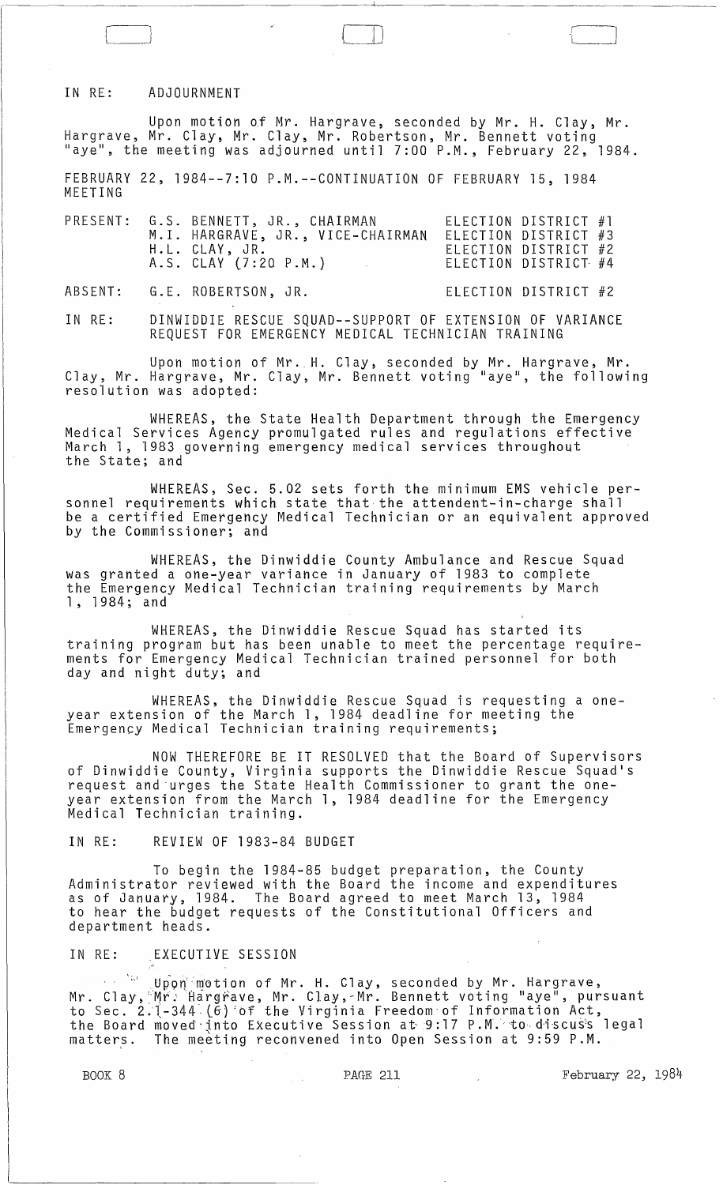IN RE: ADJOURNMENT

Upon motion of Mr. Hargrave, seconded by Mr. H. Clay, Mr. Hargrave, Mr. Clay, Mr. Clay, Mr. Robertson, Mr. Bennett voting "aye", the meeting was adjourned until 7:00 P.M., February 22, 1984.

FEBRUARY 22, 1984--7:10 P.M.--CONTINUATION OF FEBRUARY 15, 1984 MEETING

| | | |
|---|---|---|
| PRESENT: | G.S. BENNETT, JR., CHAIRMAN | ELECTION DISTRICT #1 |
| | M.I. HARGRAVE, JR., VICE-CHAIRMAN | ELECTION DISTRICT #3 |
| | H.L. CLAY, JR. | ELECTION DISTRICT #2 |
| | A.S. CLAY (7:20 P.M.) | ELECTION DISTRICT #4 |
| ABSENT: | G.E. ROBERTSON, JR. | ELECTION DISTRICT #2 |

IN RE: DINWIDDIE RESCUE SQUAD--SUPPORT OF EXTENSION OF VARIANCE REQUEST FOR EMERGENCY MEDICAL TECHNICIAN TRAINING

Upon motion of Mr. H. Clay, seconded by Mr. Hargrave, Mr. Clay, Mr. Hargrave, Mr. Clay, Mr. Bennett voting "aye", the following resolution was adopted:

WHEREAS, the State Health Department through the Emergency Medical Services Agency promulgated rules and regulations effective March 1, 1983 governing emergency medical services throughout the State; and

WHEREAS, Sec. 5.02 sets forth the minimum EMS vehicle personnel requirements which state that the attendent-in-charge shall be a certified Emergency Medical Technician or an equivalent approved by the Commissioner; and

WHEREAS, the Dinwiddie County Ambulance and Rescue Squad was granted a one-year variance in January of 1983 to complete the Emergency Medical Technician training requirements by March 1, 1984; and

WHEREAS, the Dinwiddie Rescue Squad has started its training program but has been unable to meet the percentage requirements for Emergency Medical Technician trained personnel for both day and night duty; and

WHEREAS, the Dinwiddie Rescue Squad is requesting a one-year extension of the March 1, 1984 deadline for meeting the Emergency Medical Technician training requirements;

NOW THEREFORE BE IT RESOLVED that the Board of Supervisors of Dinwiddie County, Virginia supports the Dinwiddie Rescue Squad's request and urges the State Health Commissioner to grant the one-year extension from the March 1, 1984 deadline for the Emergency Medical Technician training.

IN RE: REVIEW OF 1983-84 BUDGET

To begin the 1984-85 budget preparation, the County Administrator reviewed with the Board the income and expenditures as of January, 1984. The Board agreed to meet March 13, 1984 to hear the budget requests of the Constitutional Officers and department heads.

IN RE: EXECUTIVE SESSION

Upon motion of Mr. H. Clay, seconded by Mr. Hargrave, Mr. Clay, Mr. Hargrave, Mr. Clay, Mr. Bennett voting "aye", pursuant to Sec. 2.1-344 (6) of the Virginia Freedom of Information Act, the Board moved into Executive Session at 9:17 P.M. to discuss legal matters. The meeting reconvened into Open Session at 9:59 P.M.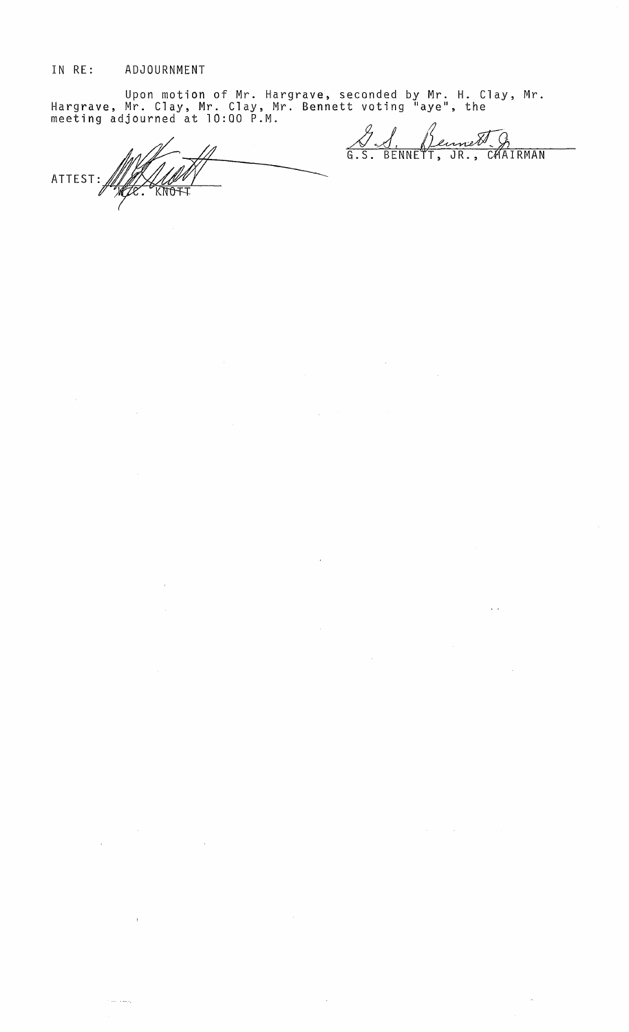IN RE: ADJOURNMENT

Upon motion of Mr. Hargrave, seconded by Mr. H. Clay, Mr. Hargrave, Mr. Clay, Mr. Clay, Mr. Bennett voting "aye", the meeting adjourned at 10:00 P.M.

G.S. BENNETT, JR., CHAIRMAN

ATTEST: M.C. KNOTT